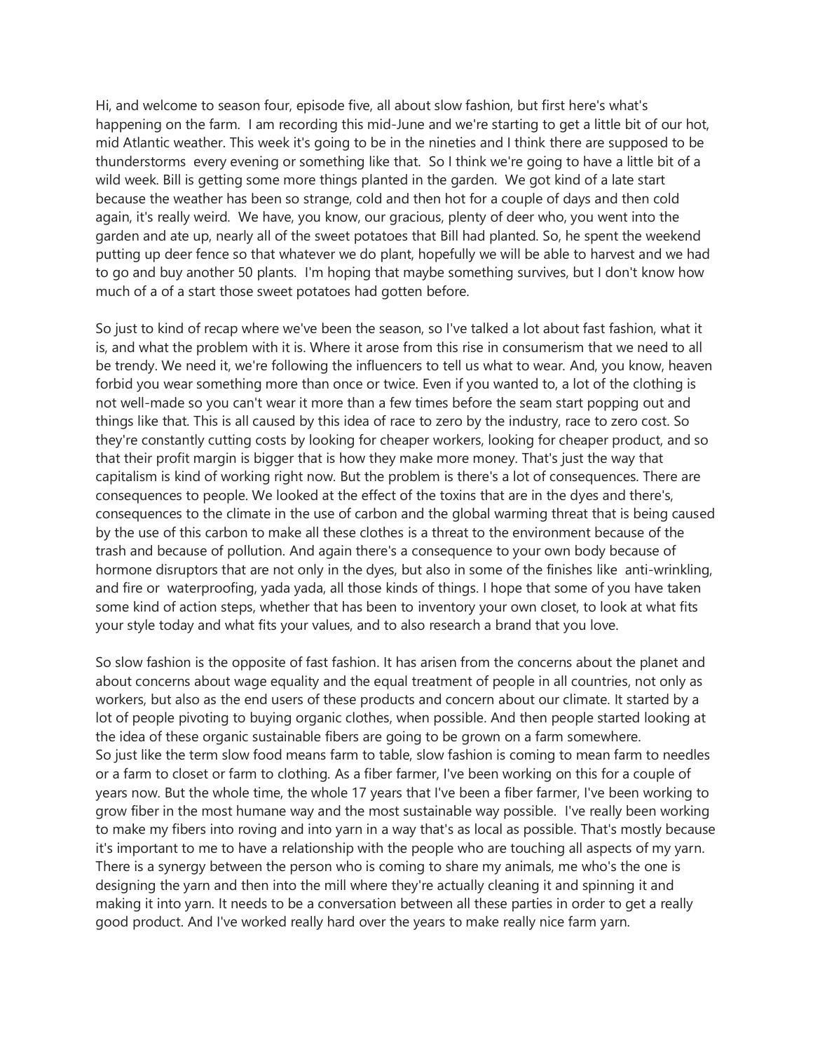Hi, and welcome to season four, episode five, all about slow fashion, but first here's what's happening on the farm. I am recording this mid-June and we're starting to get a little bit of our hot, mid Atlantic weather. This week it's going to be in the nineties and I think there are supposed to be thunderstorms every evening or something like that. So I think we're going to have a little bit of a wild week. Bill is getting some more things planted in the garden. We got kind of a late start because the weather has been so strange, cold and then hot for a couple of days and then cold again, it's really weird. We have, you know, our gracious, plenty of deer who, you went into the garden and ate up, nearly all of the sweet potatoes that Bill had planted. So, he spent the weekend putting up deer fence so that whatever we do plant, hopefully we will be able to harvest and we had to go and buy another 50 plants. I'm hoping that maybe something survives, but I don't know how much of a of a start those sweet potatoes had gotten before.

So just to kind of recap where we've been the season, so I've talked a lot about fast fashion, what it is, and what the problem with it is. Where it arose from this rise in consumerism that we need to all be trendy. We need it, we're following the influencers to tell us what to wear. And, you know, heaven forbid you wear something more than once or twice. Even if you wanted to, a lot of the clothing is not well-made so you can't wear it more than a few times before the seam start popping out and things like that. This is all caused by this idea of race to zero by the industry, race to zero cost. So they're constantly cutting costs by looking for cheaper workers, looking for cheaper product, and so that their profit margin is bigger that is how they make more money. That's just the way that capitalism is kind of working right now. But the problem is there's a lot of consequences. There are consequences to people. We looked at the effect of the toxins that are in the dyes and there's, consequences to the climate in the use of carbon and the global warming threat that is being caused by the use of this carbon to make all these clothes is a threat to the environment because of the trash and because of pollution. And again there's a consequence to your own body because of hormone disruptors that are not only in the dyes, but also in some of the finishes like anti-wrinkling, and fire or waterproofing, yada yada, all those kinds of things. I hope that some of you have taken some kind of action steps, whether that has been to inventory your own closet, to look at what fits your style today and what fits your values, and to also research a brand that you love.

So slow fashion is the opposite of fast fashion. It has arisen from the concerns about the planet and about concerns about wage equality and the equal treatment of people in all countries, not only as workers, but also as the end users of these products and concern about our climate. It started by a lot of people pivoting to buying organic clothes, when possible. And then people started looking at the idea of these organic sustainable fibers are going to be grown on a farm somewhere.
So just like the term slow food means farm to table, slow fashion is coming to mean farm to needles or a farm to closet or farm to clothing. As a fiber farmer, I've been working on this for a couple of years now. But the whole time, the whole 17 years that I've been a fiber farmer, I've been working to grow fiber in the most humane way and the most sustainable way possible. I've really been working to make my fibers into roving and into yarn in a way that's as local as possible. That's mostly because it's important to me to have a relationship with the people who are touching all aspects of my yarn. There is a synergy between the person who is coming to share my animals, me who's the one is designing the yarn and then into the mill where they're actually cleaning it and spinning it and making it into yarn. It needs to be a conversation between all these parties in order to get a really good product. And I've worked really hard over the years to make really nice farm yarn.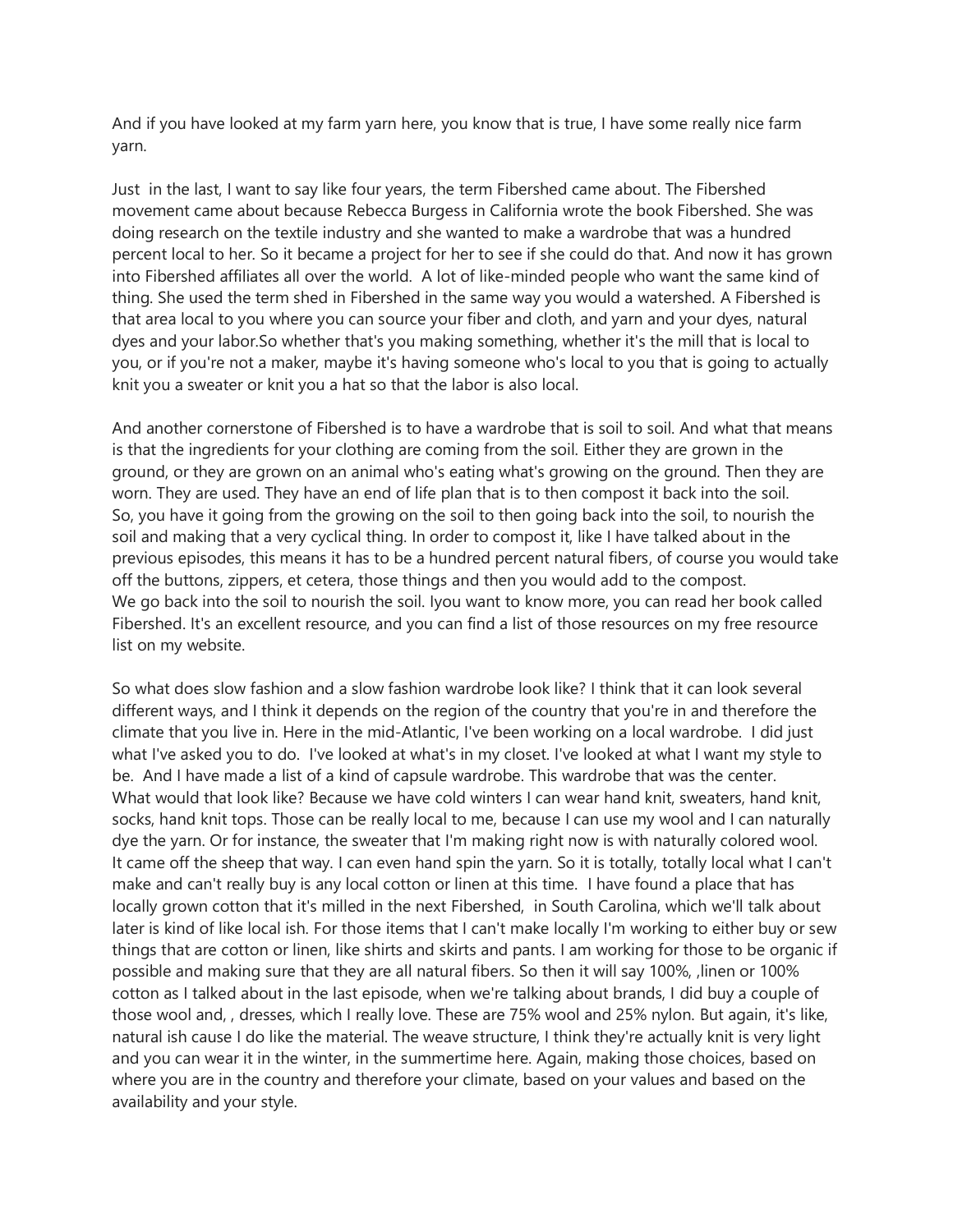And if you have looked at my farm yarn here, you know that is true, I have some really nice farm yarn.

Just in the last, I want to say like four years, the term Fibershed came about. The Fibershed movement came about because Rebecca Burgess in California wrote the book Fibershed. She was doing research on the textile industry and she wanted to make a wardrobe that was a hundred percent local to her. So it became a project for her to see if she could do that. And now it has grown into Fibershed affiliates all over the world. A lot of like-minded people who want the same kind of thing. She used the term shed in Fibershed in the same way you would a watershed. A Fibershed is that area local to you where you can source your fiber and cloth, and yarn and your dyes, natural dyes and your labor.So whether that's you making something, whether it's the mill that is local to you, or if you're not a maker, maybe it's having someone who's local to you that is going to actually knit you a sweater or knit you a hat so that the labor is also local.

And another cornerstone of Fibershed is to have a wardrobe that is soil to soil. And what that means is that the ingredients for your clothing are coming from the soil. Either they are grown in the ground, or they are grown on an animal who's eating what's growing on the ground. Then they are worn. They are used. They have an end of life plan that is to then compost it back into the soil. So, you have it going from the growing on the soil to then going back into the soil, to nourish the soil and making that a very cyclical thing. In order to compost it, like I have talked about in the previous episodes, this means it has to be a hundred percent natural fibers, of course you would take off the buttons, zippers, et cetera, those things and then you would add to the compost. We go back into the soil to nourish the soil. Iyou want to know more, you can read her book called Fibershed. It's an excellent resource, and you can find a list of those resources on my free resource list on my website.

So what does slow fashion and a slow fashion wardrobe look like? I think that it can look several different ways, and I think it depends on the region of the country that you're in and therefore the climate that you live in. Here in the mid-Atlantic, I've been working on a local wardrobe. I did just what I've asked you to do. I've looked at what's in my closet. I've looked at what I want my style to be. And I have made a list of a kind of capsule wardrobe. This wardrobe that was the center. What would that look like? Because we have cold winters I can wear hand knit, sweaters, hand knit, socks, hand knit tops. Those can be really local to me, because I can use my wool and I can naturally dye the yarn. Or for instance, the sweater that I'm making right now is with naturally colored wool. It came off the sheep that way. I can even hand spin the yarn. So it is totally, totally local what I can't make and can't really buy is any local cotton or linen at this time. I have found a place that has locally grown cotton that it's milled in the next Fibershed, in South Carolina, which we'll talk about later is kind of like local ish. For those items that I can't make locally I'm working to either buy or sew things that are cotton or linen, like shirts and skirts and pants. I am working for those to be organic if possible and making sure that they are all natural fibers. So then it will say 100%, ,linen or 100% cotton as I talked about in the last episode, when we're talking about brands, I did buy a couple of those wool and, , dresses, which I really love. These are 75% wool and 25% nylon. But again, it's like, natural ish cause I do like the material. The weave structure, I think they're actually knit is very light and you can wear it in the winter, in the summertime here. Again, making those choices, based on where you are in the country and therefore your climate, based on your values and based on the availability and your style.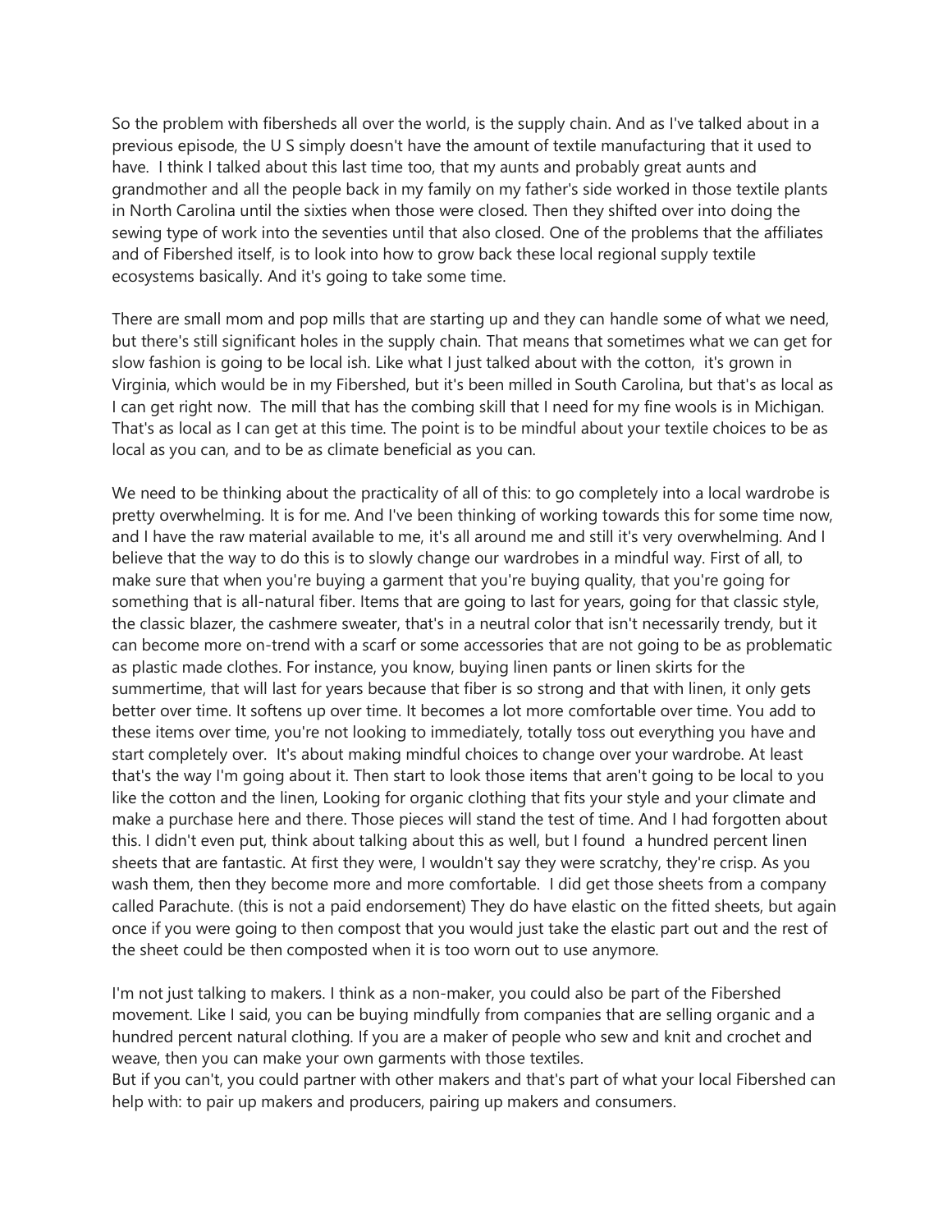So the problem with fibersheds all over the world, is the supply chain. And as I've talked about in a previous episode, the U S simply doesn't have the amount of textile manufacturing that it used to have. I think I talked about this last time too, that my aunts and probably great aunts and grandmother and all the people back in my family on my father's side worked in those textile plants in North Carolina until the sixties when those were closed. Then they shifted over into doing the sewing type of work into the seventies until that also closed. One of the problems that the affiliates and of Fibershed itself, is to look into how to grow back these local regional supply textile ecosystems basically. And it's going to take some time.

There are small mom and pop mills that are starting up and they can handle some of what we need, but there's still significant holes in the supply chain. That means that sometimes what we can get for slow fashion is going to be local ish. Like what I just talked about with the cotton, it's grown in Virginia, which would be in my Fibershed, but it's been milled in South Carolina, but that's as local as I can get right now. The mill that has the combing skill that I need for my fine wools is in Michigan. That's as local as I can get at this time. The point is to be mindful about your textile choices to be as local as you can, and to be as climate beneficial as you can.

We need to be thinking about the practicality of all of this: to go completely into a local wardrobe is pretty overwhelming. It is for me. And I've been thinking of working towards this for some time now, and I have the raw material available to me, it's all around me and still it's very overwhelming. And I believe that the way to do this is to slowly change our wardrobes in a mindful way. First of all, to make sure that when you're buying a garment that you're buying quality, that you're going for something that is all-natural fiber. Items that are going to last for years, going for that classic style, the classic blazer, the cashmere sweater, that's in a neutral color that isn't necessarily trendy, but it can become more on-trend with a scarf or some accessories that are not going to be as problematic as plastic made clothes. For instance, you know, buying linen pants or linen skirts for the summertime, that will last for years because that fiber is so strong and that with linen, it only gets better over time. It softens up over time. It becomes a lot more comfortable over time. You add to these items over time, you're not looking to immediately, totally toss out everything you have and start completely over. It's about making mindful choices to change over your wardrobe. At least that's the way I'm going about it. Then start to look those items that aren't going to be local to you like the cotton and the linen, Looking for organic clothing that fits your style and your climate and make a purchase here and there. Those pieces will stand the test of time. And I had forgotten about this. I didn't even put, think about talking about this as well, but I found a hundred percent linen sheets that are fantastic. At first they were, I wouldn't say they were scratchy, they're crisp. As you wash them, then they become more and more comfortable. I did get those sheets from a company called Parachute. (this is not a paid endorsement) They do have elastic on the fitted sheets, but again once if you were going to then compost that you would just take the elastic part out and the rest of the sheet could be then composted when it is too worn out to use anymore.

I'm not just talking to makers. I think as a non-maker, you could also be part of the Fibershed movement. Like I said, you can be buying mindfully from companies that are selling organic and a hundred percent natural clothing. If you are a maker of people who sew and knit and crochet and weave, then you can make your own garments with those textiles.
But if you can't, you could partner with other makers and that's part of what your local Fibershed can help with: to pair up makers and producers, pairing up makers and consumers.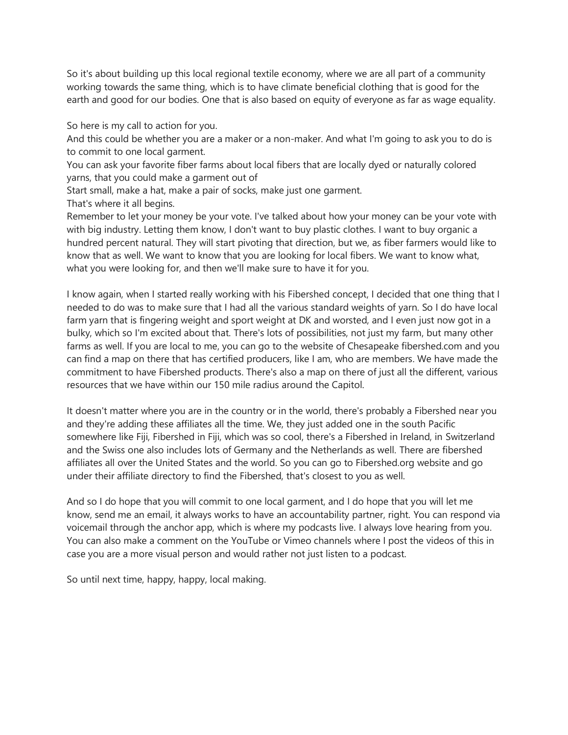So it's about building up this local regional textile economy, where we are all part of a community working towards the same thing, which is to have climate beneficial clothing that is good for the earth and good for our bodies. One that is also based on equity of everyone as far as wage equality.

So here is my call to action for you.
And this could be whether you are a maker or a non-maker. And what I'm going to ask you to do is to commit to one local garment.
You can ask your favorite fiber farms about local fibers that are locally dyed or naturally colored yarns, that you could make a garment out of
Start small, make a hat, make a pair of socks, make just one garment.
That's where it all begins.
Remember to let your money be your vote. I've talked about how your money can be your vote with with big industry. Letting them know, I don't want to buy plastic clothes. I want to buy organic a hundred percent natural. They will start pivoting that direction, but we, as fiber farmers would like to know that as well. We want to know that you are looking for local fibers. We want to know what, what you were looking for, and then we'll make sure to have it for you.

I know again, when I started really working with his Fibershed concept, I decided that one thing that I needed to do was to make sure that I had all the various standard weights of yarn. So I do have local farm yarn that is fingering weight and sport weight at DK and worsted, and I even just now got in a bulky, which so I'm excited about that. There's lots of possibilities, not just my farm, but many other farms as well. If you are local to me, you can go to the website of Chesapeake fibershed.com and you can find a map on there that has certified producers, like I am, who are members. We have made the commitment to have Fibershed products. There's also a map on there of just all the different, various resources that we have within our 150 mile radius around the Capitol.

It doesn't matter where you are in the country or in the world, there's probably a Fibershed near you and they're adding these affiliates all the time. We, they just added one in the south Pacific somewhere like Fiji, Fibershed in Fiji, which was so cool, there's a Fibershed in Ireland, in Switzerland and the Swiss one also includes lots of Germany and the Netherlands as well. There are fibershed affiliates all over the United States and the world. So you can go to Fibershed.org website and go under their affiliate directory to find the Fibershed, that's closest to you as well.

And so I do hope that you will commit to one local garment, and I do hope that you will let me know, send me an email, it always works to have an accountability partner, right. You can respond via voicemail through the anchor app, which is where my podcasts live. I always love hearing from you. You can also make a comment on the YouTube or Vimeo channels where I post the videos of this in case you are a more visual person and would rather not just listen to a podcast.

So until next time, happy, happy, local making.